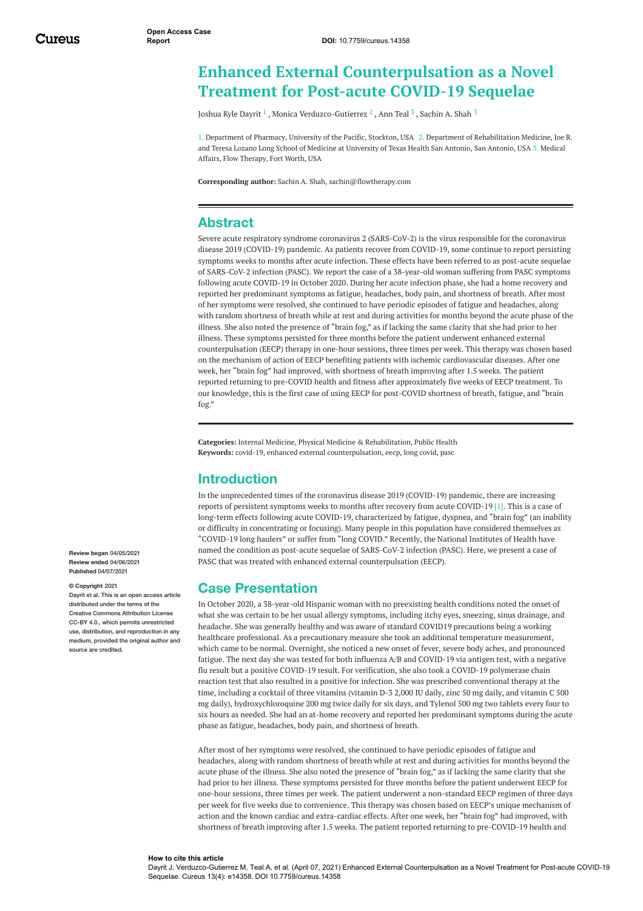# Enhanced External Counterpulsation as a Novel Treatment for Post-acute COVID-19 Sequelae

Joshua Kyle Dayrit [1] , Monica Verduzco-Gutierrez [2] , Ann Teal [3] , Sachin A. Shah [3]

1. Department of Pharmacy, University of the Pacific, Stockton, USA 2. Department of Rehabilitation Medicine, Joe R. and Teresa Lozano Long School of Medicine at University of Texas Health San Antonio, San Antonio, USA 3. Medical Affairs, Flow Therapy, Fort Worth, USA

**Corresponding author:** Sachin A. Shah, sachin@flowtherapy.com

## Abstract

Severe acute respiratory syndrome coronavirus 2 (SARS-CoV-2) is the virus responsible for the coronavirus disease 2019 (COVID-19) pandemic. As patients recover from COVID-19, some continue to report persisting symptoms weeks to months after acute infection. These effects have been referred to as post-acute sequelae of SARS-CoV-2 infection (PASC). We report the case of a 38-year-old woman suffering from PASC symptoms following acute COVID-19 in October 2020. During her acute infection phase, she had a home recovery and reported her predominant symptoms as fatigue, headaches, body pain, and shortness of breath. After most of her symptoms were resolved, she continued to have periodic episodes of fatigue and headaches, along with random shortness of breath while at rest and during activities for months beyond the acute phase of the illness. She also noted the presence of "brain fog," as if lacking the same clarity that she had prior to her illness. These symptoms persisted for three months before the patient underwent enhanced external counterpulsation (EECP) therapy in one-hour sessions, three times per week. This therapy was chosen based on the mechanism of action of EECP benefiting patients with ischemic cardiovascular diseases. After one week, her "brain fog" had improved, with shortness of breath improving after 1.5 weeks. The patient reported returning to pre-COVID health and fitness after approximately five weeks of EECP treatment. To our knowledge, this is the first case of using EECP for post-COVID shortness of breath, fatigue, and "brain fog."

**Categories:** Internal Medicine, Physical Medicine & Rehabilitation, Public Health
**Keywords:** covid-19, enhanced external counterpulsation, eecp, long covid, pasc

**Review began** 04/05/2021
**Review ended** 04/06/2021
**Published** 04/07/2021

**© Copyright** 2021
Dayrit et al. This is an open access article distributed under the terms of the Creative Commons Attribution License CC-BY 4.0., which permits unrestricted use, distribution, and reproduction in any medium, provided the original author and source are credited.

## Introduction

In the unprecedented times of the coronavirus disease 2019 (COVID-19) pandemic, there are increasing reports of persistent symptoms weeks to months after recovery from acute COVID-19 [1]. This is a case of long-term effects following acute COVID-19, characterized by fatigue, dyspnea, and "brain fog" (an inability or difficulty in concentrating or focusing). Many people in this population have considered themselves as "COVID-19 long haulers" or suffer from "long COVID." Recently, the National Institutes of Health have named the condition as post-acute sequelae of SARS-CoV-2 infection (PASC). Here, we present a case of PASC that was treated with enhanced external counterpulsation (EECP).

## Case Presentation

In October 2020, a 38-year-old Hispanic woman with no preexisting health conditions noted the onset of what she was certain to be her usual allergy symptoms, including itchy eyes, sneezing, sinus drainage, and headache. She was generally healthy and was aware of standard COVID19 precautions being a working healthcare professional. As a precautionary measure she took an additional temperature measurement, which came to be normal. Overnight, she noticed a new onset of fever, severe body aches, and pronounced fatigue. The next day she was tested for both influenza A/B and COVID-19 via antigen test, with a negative flu result but a positive COVID-19 result. For verification, she also took a COVID-19 polymerase chain reaction test that also resulted in a positive for infection. She was prescribed conventional therapy at the time, including a cocktail of three vitamins (vitamin D-3 2,000 IU daily, zinc 50 mg daily, and vitamin C 500 mg daily), hydroxychloroquine 200 mg twice daily for six days, and Tylenol 500 mg two tablets every four to six hours as needed. She had an at-home recovery and reported her predominant symptoms during the acute phase as fatigue, headaches, body pain, and shortness of breath.

After most of her symptoms were resolved, she continued to have periodic episodes of fatigue and headaches, along with random shortness of breath while at rest and during activities for months beyond the acute phase of the illness. She also noted the presence of "brain fog," as if lacking the same clarity that she had prior to her illness. These symptoms persisted for three months before the patient underwent EECP for one-hour sessions, three times per week. The patient underwent a non-standard EECP regimen of three days per week for five weeks due to convenience. This therapy was chosen based on EECP's unique mechanism of action and the known cardiac and extra-cardiac effects. After one week, her "brain fog" had improved, with shortness of breath improving after 1.5 weeks. The patient reported returning to pre-COVID-19 health and

**How to cite this article**
Dayrit J, Verduzco-Gutierrez M, Teal A, et al. (April 07, 2021) Enhanced External Counterpulsation as a Novel Treatment for Post-acute COVID-19 Sequelae. Cureus 13(4): e14358. DOI 10.7759/cureus.14358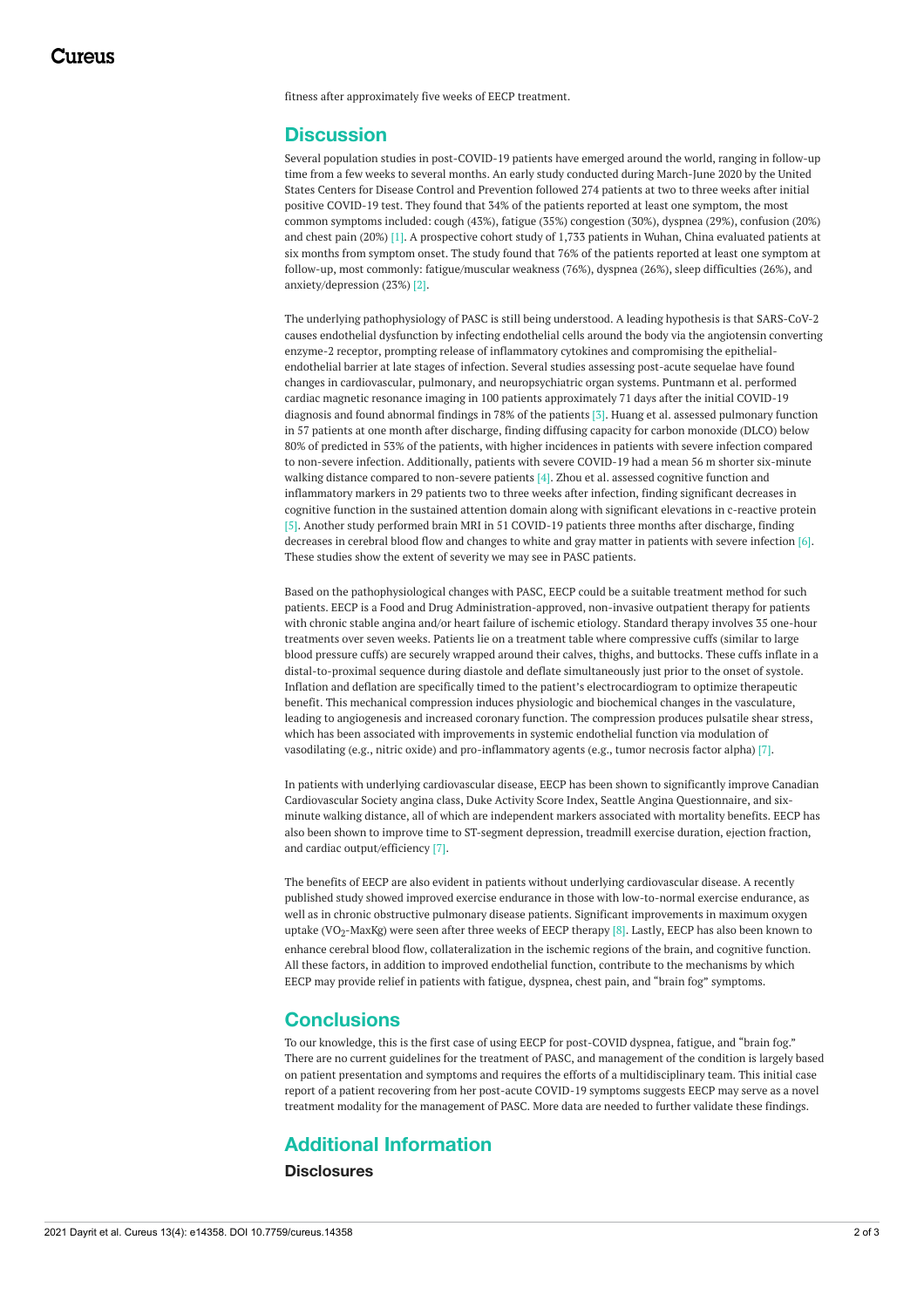fitness after approximately five weeks of EECP treatment.

## Discussion

Several population studies in post-COVID-19 patients have emerged around the world, ranging in follow-up time from a few weeks to several months. An early study conducted during March-June 2020 by the United States Centers for Disease Control and Prevention followed 274 patients at two to three weeks after initial positive COVID-19 test. They found that 34% of the patients reported at least one symptom, the most common symptoms included: cough (43%), fatigue (35%) congestion (30%), dyspnea (29%), confusion (20%) and chest pain (20%) [1]. A prospective cohort study of 1,733 patients in Wuhan, China evaluated patients at six months from symptom onset. The study found that 76% of the patients reported at least one symptom at follow-up, most commonly: fatigue/muscular weakness (76%), dyspnea (26%), sleep difficulties (26%), and anxiety/depression (23%) [2].

The underlying pathophysiology of PASC is still being understood. A leading hypothesis is that SARS-CoV-2 causes endothelial dysfunction by infecting endothelial cells around the body via the angiotensin converting enzyme-2 receptor, prompting release of inflammatory cytokines and compromising the epithelial-endothelial barrier at late stages of infection. Several studies assessing post-acute sequelae have found changes in cardiovascular, pulmonary, and neuropsychiatric organ systems. Puntmann et al. performed cardiac magnetic resonance imaging in 100 patients approximately 71 days after the initial COVID-19 diagnosis and found abnormal findings in 78% of the patients [3]. Huang et al. assessed pulmonary function in 57 patients at one month after discharge, finding diffusing capacity for carbon monoxide (DLCO) below 80% of predicted in 53% of the patients, with higher incidences in patients with severe infection compared to non-severe infection. Additionally, patients with severe COVID-19 had a mean 56 m shorter six-minute walking distance compared to non-severe patients [4]. Zhou et al. assessed cognitive function and inflammatory markers in 29 patients two to three weeks after infection, finding significant decreases in cognitive function in the sustained attention domain along with significant elevations in c-reactive protein [5]. Another study performed brain MRI in 51 COVID-19 patients three months after discharge, finding decreases in cerebral blood flow and changes to white and gray matter in patients with severe infection [6]. These studies show the extent of severity we may see in PASC patients.

Based on the pathophysiological changes with PASC, EECP could be a suitable treatment method for such patients. EECP is a Food and Drug Administration-approved, non-invasive outpatient therapy for patients with chronic stable angina and/or heart failure of ischemic etiology. Standard therapy involves 35 one-hour treatments over seven weeks. Patients lie on a treatment table where compressive cuffs (similar to large blood pressure cuffs) are securely wrapped around their calves, thighs, and buttocks. These cuffs inflate in a distal-to-proximal sequence during diastole and deflate simultaneously just prior to the onset of systole. Inflation and deflation are specifically timed to the patient's electrocardiogram to optimize therapeutic benefit. This mechanical compression induces physiologic and biochemical changes in the vasculature, leading to angiogenesis and increased coronary function. The compression produces pulsatile shear stress, which has been associated with improvements in systemic endothelial function via modulation of vasodilating (e.g., nitric oxide) and pro-inflammatory agents (e.g., tumor necrosis factor alpha) [7].

In patients with underlying cardiovascular disease, EECP has been shown to significantly improve Canadian Cardiovascular Society angina class, Duke Activity Score Index, Seattle Angina Questionnaire, and six-minute walking distance, all of which are independent markers associated with mortality benefits. EECP has also been shown to improve time to ST-segment depression, treadmill exercise duration, ejection fraction, and cardiac output/efficiency [7].

The benefits of EECP are also evident in patients without underlying cardiovascular disease. A recently published study showed improved exercise endurance in those with low-to-normal exercise endurance, as well as in chronic obstructive pulmonary disease patients. Significant improvements in maximum oxygen uptake ($VO_2$-MaxKg) were seen after three weeks of EECP therapy [8]. Lastly, EECP has also been known to enhance cerebral blood flow, collateralization in the ischemic regions of the brain, and cognitive function. All these factors, in addition to improved endothelial function, contribute to the mechanisms by which EECP may provide relief in patients with fatigue, dyspnea, chest pain, and "brain fog" symptoms.

## Conclusions

To our knowledge, this is the first case of using EECP for post-COVID dyspnea, fatigue, and "brain fog." There are no current guidelines for the treatment of PASC, and management of the condition is largely based on patient presentation and symptoms and requires the efforts of a multidisciplinary team. This initial case report of a patient recovering from her post-acute COVID-19 symptoms suggests EECP may serve as a novel treatment modality for the management of PASC. More data are needed to further validate these findings.

## Additional Information

### Disclosures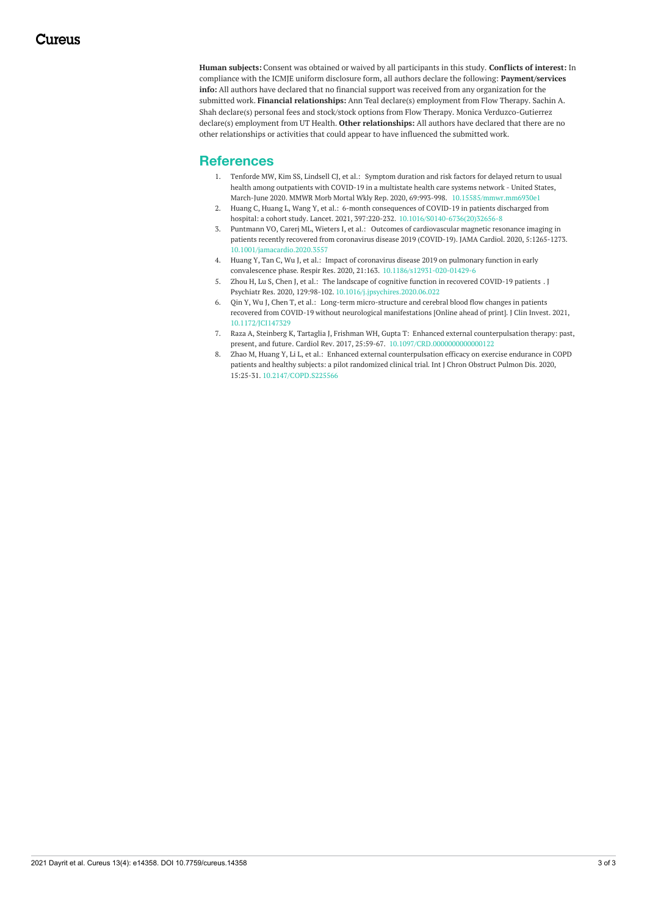**Human subjects:** Consent was obtained or waived by all participants in this study. **Conflicts of interest:** In compliance with the ICMJE uniform disclosure form, all authors declare the following: **Payment/services info:** All authors have declared that no financial support was received from any organization for the submitted work. **Financial relationships:** Ann Teal declare(s) employment from Flow Therapy. Sachin A. Shah declare(s) personal fees and stock/stock options from Flow Therapy. Monica Verduzco-Gutierrez declare(s) employment from UT Health. **Other relationships:** All authors have declared that there are no other relationships or activities that could appear to have influenced the submitted work.

## References

1. Tenforde MW, Kim SS, Lindsell CJ, et al.: Symptom duration and risk factors for delayed return to usual health among outpatients with COVID-19 in a multistate health care systems network - United States, March-June 2020. MMWR Morb Mortal Wkly Rep. 2020, 69:993-998. 10.15585/mmwr.mm6930e1
2. Huang C, Huang L, Wang Y, et al.: 6-month consequences of COVID-19 in patients discharged from hospital: a cohort study. Lancet. 2021, 397:220-232. 10.1016/S0140-6736(20)32656-8
3. Puntmann VO, Carerj ML, Wieters I, et al.: Outcomes of cardiovascular magnetic resonance imaging in patients recently recovered from coronavirus disease 2019 (COVID-19). JAMA Cardiol. 2020, 5:1265-1273. 10.1001/jamacardio.2020.3557
4. Huang Y, Tan C, Wu J, et al.: Impact of coronavirus disease 2019 on pulmonary function in early convalescence phase. Respir Res. 2020, 21:163. 10.1186/s12931-020-01429-6
5. Zhou H, Lu S, Chen J, et al.: The landscape of cognitive function in recovered COVID-19 patients . J Psychiatr Res. 2020, 129:98-102. 10.1016/j.jpsychires.2020.06.022
6. Qin Y, Wu J, Chen T, et al.: Long-term micro-structure and cerebral blood flow changes in patients recovered from COVID-19 without neurological manifestations [Online ahead of print]. J Clin Invest. 2021, 10.1172/JCI147329
7. Raza A, Steinberg K, Tartaglia J, Frishman WH, Gupta T: Enhanced external counterpulsation therapy: past, present, and future. Cardiol Rev. 2017, 25:59-67. 10.1097/CRD.0000000000000122
8. Zhao M, Huang Y, Li L, et al.: Enhanced external counterpulsation efficacy on exercise endurance in COPD patients and healthy subjects: a pilot randomized clinical trial. Int J Chron Obstruct Pulmon Dis. 2020, 15:25-31. 10.2147/COPD.S225566